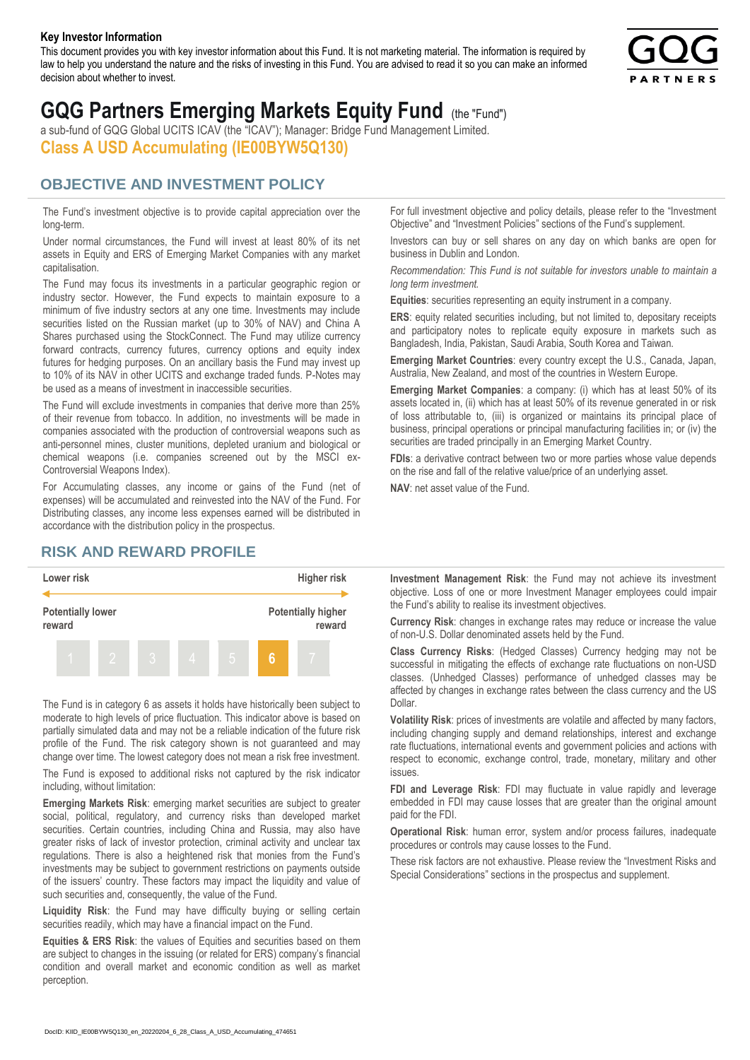**Key Investor Information**

This document provides you with key investor information about this Fund. It is not marketing material. The information is required by law to help you understand the nature and the risks of investing in this Fund. You are advised to read it so you can make an informed decision about whether to invest.

# GQG Partners Emerging Markets Equity Fund (the "Fund")

a sub-fund of GQG Global UCITS ICAV (the "ICAV"); Manager: Bridge Fund Management Limited.

## Class A USD Accumulating (IE00BYW5Q130)

## OBJECTIVE AND INVESTMENT POLICY

The Fund's investment objective is to provide capital appreciation over the long-term.

Under normal circumstances, the Fund will invest at least 80% of its net assets in Equity and ERS of Emerging Market Companies with any market capitalisation.

The Fund may focus its investments in a particular geographic region or industry sector. However, the Fund expects to maintain exposure to a minimum of five industry sectors at any one time. Investments may include securities listed on the Russian market (up to 30% of NAV) and China A Shares purchased using the StockConnect. The Fund may utilize currency forward contracts, currency futures, currency options and equity index futures for hedging purposes. On an ancillary basis the Fund may invest up to 10% of its NAV in other UCITS and exchange traded funds. P-Notes may be used as a means of investment in inaccessible securities.

The Fund will exclude investments in companies that derive more than 25% of their revenue from tobacco. In addition, no investments will be made in companies associated with the production of controversial weapons such as anti-personnel mines, cluster munitions, depleted uranium and biological or chemical weapons (i.e. companies screened out by the MSCI ex-Controversial Weapons Index).

For Accumulating classes, any income or gains of the Fund (net of expenses) will be accumulated and reinvested into the NAV of the Fund. For Distributing classes, any income less expenses earned will be distributed in accordance with the distribution policy in the prospectus.

For full investment objective and policy details, please refer to the "Investment Objective" and "Investment Policies" sections of the Fund's supplement.

Investors can buy or sell shares on any day on which banks are open for business in Dublin and London.

*Recommendation: This Fund is not suitable for investors unable to maintain a long term investment.*

**Equities**: securities representing an equity instrument in a company.

**ERS**: equity related securities including, but not limited to, depositary receipts and participatory notes to replicate equity exposure in markets such as Bangladesh, India, Pakistan, Saudi Arabia, South Korea and Taiwan.

**Emerging Market Countries**: every country except the U.S., Canada, Japan, Australia, New Zealand, and most of the countries in Western Europe.

**Emerging Market Companies**: a company: (i) which has at least 50% of its assets located in, (ii) which has at least 50% of its revenue generated in or risk of loss attributable to, (iii) is organized or maintains its principal place of business, principal operations or principal manufacturing facilities in; or (iv) the securities are traded principally in an Emerging Market Country.

**FDIs**: a derivative contract between two or more parties whose value depends on the rise and fall of the relative value/price of an underlying asset.

**NAV**: net asset value of the Fund.

## RISK AND REWARD PROFILE

| Lower risk | | | | | | Higher risk |
|---|---|---|---|---|---|---|
| Potentially lower reward | | | | | | Potentially higher reward |
| 1 | 2 | 3 | 4 | 5 | **6** | 7 |

The Fund is in category 6 as assets it holds have historically been subject to moderate to high levels of price fluctuation. This indicator above is based on partially simulated data and may not be a reliable indication of the future risk profile of the Fund. The risk category shown is not guaranteed and may change over time. The lowest category does not mean a risk free investment.

The Fund is exposed to additional risks not captured by the risk indicator including, without limitation:

**Emerging Markets Risk**: emerging market securities are subject to greater social, political, regulatory, and currency risks than developed market securities. Certain countries, including China and Russia, may also have greater risks of lack of investor protection, criminal activity and unclear tax regulations. There is also a heightened risk that monies from the Fund's investments may be subject to government restrictions on payments outside of the issuers' country. These factors may impact the liquidity and value of such securities and, consequently, the value of the Fund.

**Liquidity Risk**: the Fund may have difficulty buying or selling certain securities readily, which may have a financial impact on the Fund.

**Equities & ERS Risk**: the values of Equities and securities based on them are subject to changes in the issuing (or related for ERS) company's financial condition and overall market and economic condition as well as market perception.

**Investment Management Risk**: the Fund may not achieve its investment objective. Loss of one or more Investment Manager employees could impair the Fund's ability to realise its investment objectives.

**Currency Risk**: changes in exchange rates may reduce or increase the value of non-U.S. Dollar denominated assets held by the Fund.

**Class Currency Risks**: (Hedged Classes) Currency hedging may not be successful in mitigating the effects of exchange rate fluctuations on non-USD classes. (Unhedged Classes) performance of unhedged classes may be affected by changes in exchange rates between the class currency and the US Dollar.

**Volatility Risk**: prices of investments are volatile and affected by many factors, including changing supply and demand relationships, interest and exchange rate fluctuations, international events and government policies and actions with respect to economic, exchange control, trade, monetary, military and other issues.

**FDI and Leverage Risk**: FDI may fluctuate in value rapidly and leverage embedded in FDI may cause losses that are greater than the original amount paid for the FDI.

**Operational Risk**: human error, system and/or process failures, inadequate procedures or controls may cause losses to the Fund.

These risk factors are not exhaustive. Please review the "Investment Risks and Special Considerations" sections in the prospectus and supplement.

DocID: KIID_IE00BYW5Q130_en_20220204_6_28_Class_A_USD_Accumulating_474651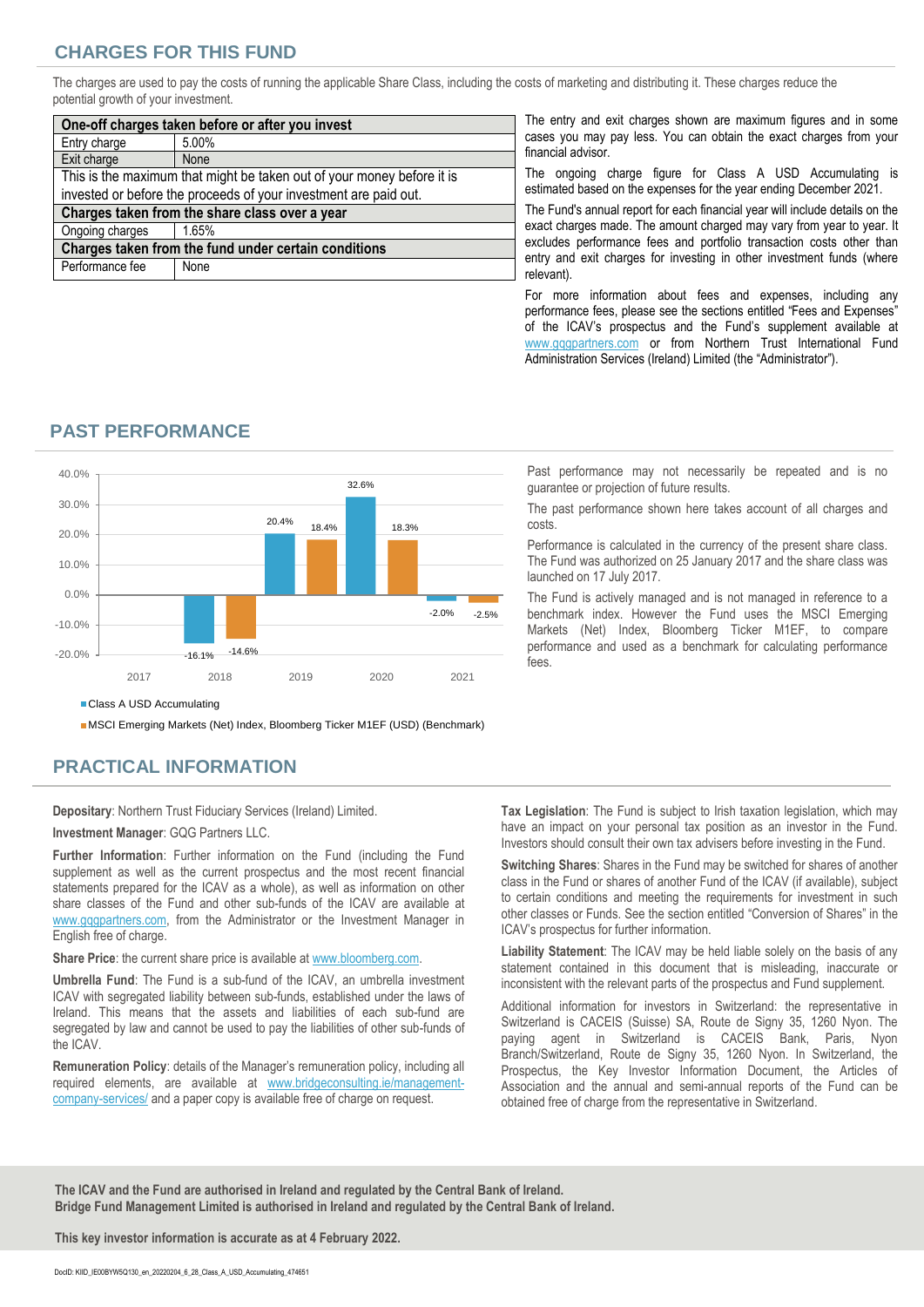## CHARGES FOR THIS FUND

The charges are used to pay the costs of running the applicable Share Class, including the costs of marketing and distributing it. These charges reduce the potential growth of your investment.

| One-off charges taken before or after you invest | |
|---|---|
| Entry charge | 5.00% |
| Exit charge | None |
| This is the maximum that might be taken out of your money before it is invested or before the proceeds of your investment are paid out. | |
| **Charges taken from the share class over a year** | |
| Ongoing charges | 1.65% |
| **Charges taken from the fund under certain conditions** | |
| Performance fee | None |

The entry and exit charges shown are maximum figures and in some cases you may pay less. You can obtain the exact charges from your financial advisor.

The ongoing charge figure for Class A USD Accumulating is estimated based on the expenses for the year ending December 2021.

The Fund's annual report for each financial year will include details on the exact charges made. The amount charged may vary from year to year. It excludes performance fees and portfolio transaction costs other than entry and exit charges for investing in other investment funds (where relevant).

For more information about fees and expenses, including any performance fees, please see the sections entitled "Fees and Expenses" of the ICAV's prospectus and the Fund's supplement available at www.gqgpartners.com or from Northern Trust International Fund Administration Services (Ireland) Limited (the "Administrator").

## PAST PERFORMANCE

40.0%
30.0%
20.0%
10.0%
0.0%
-10.0%
-20.0%

2017
2018: -16.1% -14.6%
2019: 20.4% 18.4%
2020: 32.6% 18.3%
2021: -2.0% -2.5%

Class A USD Accumulating

MSCI Emerging Markets (Net) Index, Bloomberg Ticker M1EF (USD) (Benchmark)

Past performance may not necessarily be repeated and is no guarantee or projection of future results.

The past performance shown here takes account of all charges and costs.

Performance is calculated in the currency of the present share class. The Fund was authorized on 25 January 2017 and the share class was launched on 17 July 2017.

The Fund is actively managed and is not managed in reference to a benchmark index. However the Fund uses the MSCI Emerging Markets (Net) Index, Bloomberg Ticker M1EF, to compare performance and used as a benchmark for calculating performance fees.

## PRACTICAL INFORMATION

**Depositary**: Northern Trust Fiduciary Services (Ireland) Limited.

**Investment Manager**: GQG Partners LLC.

**Further Information**: Further information on the Fund (including the Fund supplement as well as the current prospectus and the most recent financial statements prepared for the ICAV as a whole), as well as information on other share classes of the Fund and other sub-funds of the ICAV are available at www.gqgpartners.com, from the Administrator or the Investment Manager in English free of charge.

**Share Price**: the current share price is available at www.bloomberg.com.

**Umbrella Fund**: The Fund is a sub-fund of the ICAV, an umbrella investment ICAV with segregated liability between sub-funds, established under the laws of Ireland. This means that the assets and liabilities of each sub-fund are segregated by law and cannot be used to pay the liabilities of other sub-funds of the ICAV.

**Remuneration Policy**: details of the Manager's remuneration policy, including all required elements, are available at www.bridgeconsulting.ie/management-company-services/ and a paper copy is available free of charge on request.

**Tax Legislation**: The Fund is subject to Irish taxation legislation, which may have an impact on your personal tax position as an investor in the Fund. Investors should consult their own tax advisers before investing in the Fund.

**Switching Shares**: Shares in the Fund may be switched for shares of another class in the Fund or shares of another Fund of the ICAV (if available), subject to certain conditions and meeting the requirements for investment in such other classes or Funds. See the section entitled "Conversion of Shares" in the ICAV's prospectus for further information.

**Liability Statement**: The ICAV may be held liable solely on the basis of any statement contained in this document that is misleading, inaccurate or inconsistent with the relevant parts of the prospectus and Fund supplement.

Additional information for investors in Switzerland: the representative in Switzerland is CACEIS (Suisse) SA, Route de Signy 35, 1260 Nyon. The paying agent in Switzerland is CACEIS Bank, Paris, Nyon Branch/Switzerland, Route de Signy 35, 1260 Nyon. In Switzerland, the Prospectus, the Key Investor Information Document, the Articles of Association and the annual and semi-annual reports of the Fund can be obtained free of charge from the representative in Switzerland.

**The ICAV and the Fund are authorised in Ireland and regulated by the Central Bank of Ireland.**
**Bridge Fund Management Limited is authorised in Ireland and regulated by the Central Bank of Ireland.**

**This key investor information is accurate as at 4 February 2022.**

DocID: KIID_IE00BYW5Q130_en_20220204_6_28_Class_A_USD_Accumulating_474651